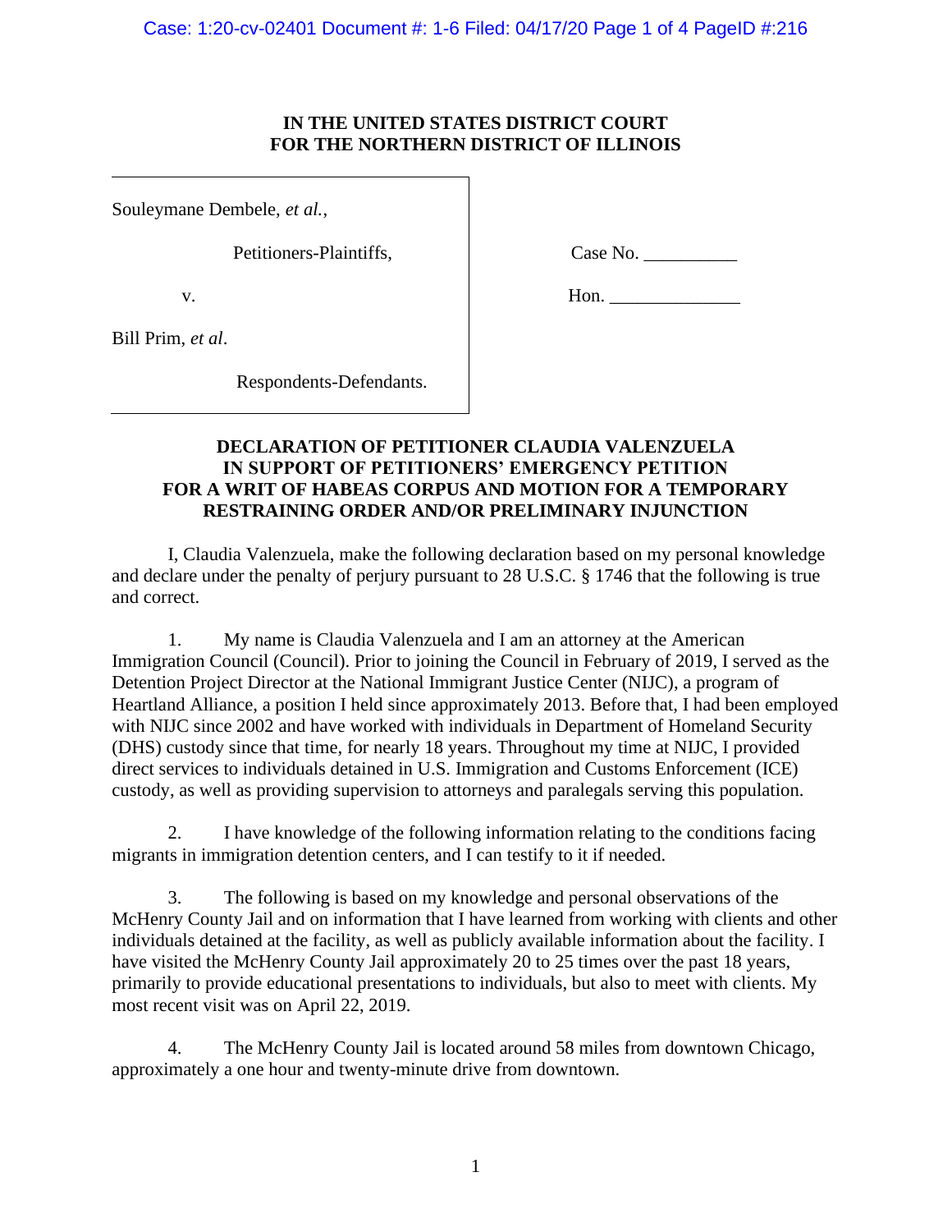IN THE UNITED STATES DISTRICT COURT
FOR THE NORTHERN DISTRICT OF ILLINOIS

Souleymane Dembele, *et al.*,

Petitioners-Plaintiffs,

v.

Bill Prim, *et al*.

Respondents-Defendants.

Case No. __________

Hon. ______________

**DECLARATION OF PETITIONER CLAUDIA VALENZUELA IN SUPPORT OF PETITIONERS' EMERGENCY PETITION FOR A WRIT OF HABEAS CORPUS AND MOTION FOR A TEMPORARY RESTRAINING ORDER AND/OR PRELIMINARY INJUNCTION**

I, Claudia Valenzuela, make the following declaration based on my personal knowledge and declare under the penalty of perjury pursuant to 28 U.S.C. § 1746 that the following is true and correct.

1. My name is Claudia Valenzuela and I am an attorney at the American Immigration Council (Council). Prior to joining the Council in February of 2019, I served as the Detention Project Director at the National Immigrant Justice Center (NIJC), a program of Heartland Alliance, a position I held since approximately 2013. Before that, I had been employed with NIJC since 2002 and have worked with individuals in Department of Homeland Security (DHS) custody since that time, for nearly 18 years. Throughout my time at NIJC, I provided direct services to individuals detained in U.S. Immigration and Customs Enforcement (ICE) custody, as well as providing supervision to attorneys and paralegals serving this population.

2. I have knowledge of the following information relating to the conditions facing migrants in immigration detention centers, and I can testify to it if needed.

3. The following is based on my knowledge and personal observations of the McHenry County Jail and on information that I have learned from working with clients and other individuals detained at the facility, as well as publicly available information about the facility. I have visited the McHenry County Jail approximately 20 to 25 times over the past 18 years, primarily to provide educational presentations to individuals, but also to meet with clients. My most recent visit was on April 22, 2019.

4. The McHenry County Jail is located around 58 miles from downtown Chicago, approximately a one hour and twenty-minute drive from downtown.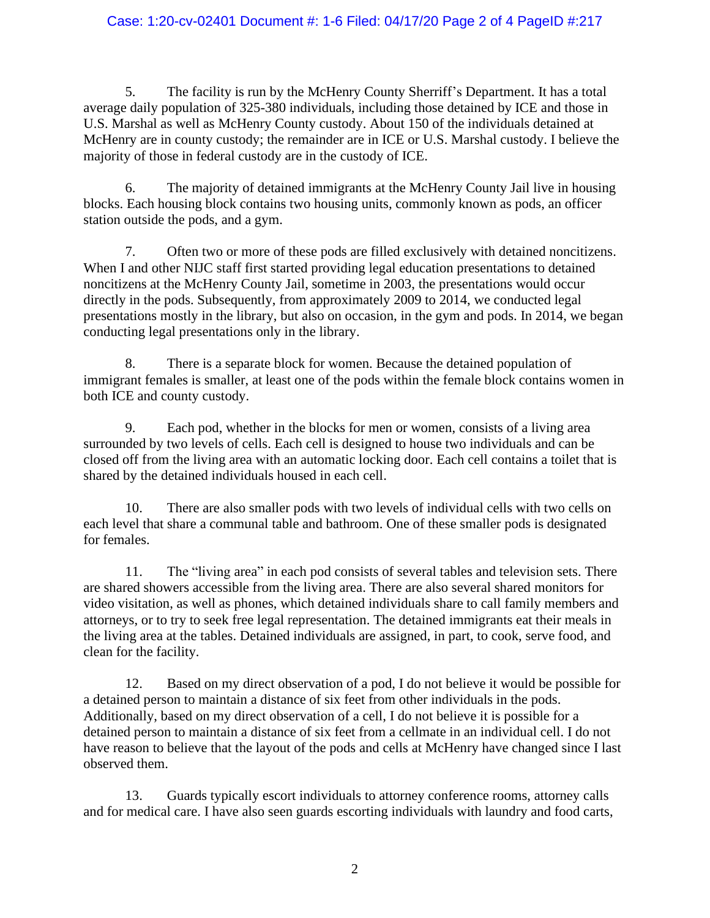5. The facility is run by the McHenry County Sherriff's Department. It has a total average daily population of 325-380 individuals, including those detained by ICE and those in U.S. Marshal as well as McHenry County custody. About 150 of the individuals detained at McHenry are in county custody; the remainder are in ICE or U.S. Marshal custody. I believe the majority of those in federal custody are in the custody of ICE.

6. The majority of detained immigrants at the McHenry County Jail live in housing blocks. Each housing block contains two housing units, commonly known as pods, an officer station outside the pods, and a gym.

7. Often two or more of these pods are filled exclusively with detained noncitizens. When I and other NIJC staff first started providing legal education presentations to detained noncitizens at the McHenry County Jail, sometime in 2003, the presentations would occur directly in the pods. Subsequently, from approximately 2009 to 2014, we conducted legal presentations mostly in the library, but also on occasion, in the gym and pods. In 2014, we began conducting legal presentations only in the library.

8. There is a separate block for women. Because the detained population of immigrant females is smaller, at least one of the pods within the female block contains women in both ICE and county custody.

9. Each pod, whether in the blocks for men or women, consists of a living area surrounded by two levels of cells. Each cell is designed to house two individuals and can be closed off from the living area with an automatic locking door. Each cell contains a toilet that is shared by the detained individuals housed in each cell.

10. There are also smaller pods with two levels of individual cells with two cells on each level that share a communal table and bathroom. One of these smaller pods is designated for females.

11. The "living area" in each pod consists of several tables and television sets. There are shared showers accessible from the living area. There are also several shared monitors for video visitation, as well as phones, which detained individuals share to call family members and attorneys, or to try to seek free legal representation. The detained immigrants eat their meals in the living area at the tables. Detained individuals are assigned, in part, to cook, serve food, and clean for the facility.

12. Based on my direct observation of a pod, I do not believe it would be possible for a detained person to maintain a distance of six feet from other individuals in the pods. Additionally, based on my direct observation of a cell, I do not believe it is possible for a detained person to maintain a distance of six feet from a cellmate in an individual cell. I do not have reason to believe that the layout of the pods and cells at McHenry have changed since I last observed them.

13. Guards typically escort individuals to attorney conference rooms, attorney calls and for medical care. I have also seen guards escorting individuals with laundry and food carts,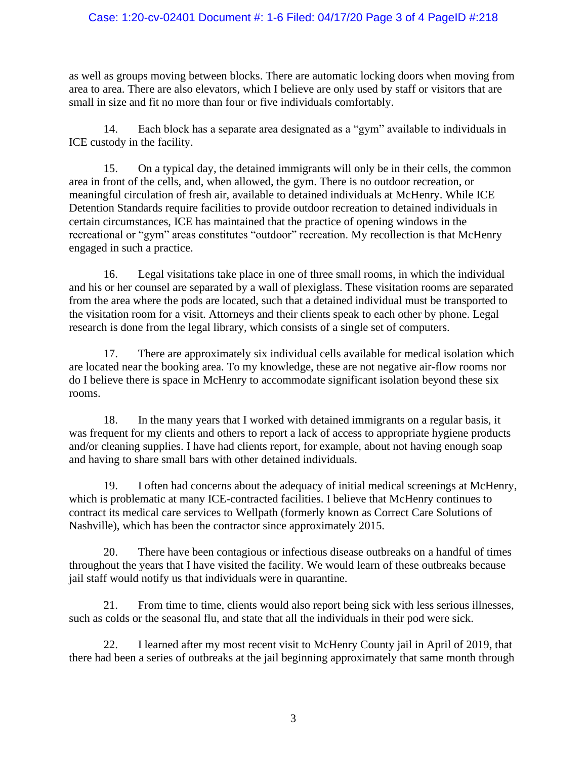as well as groups moving between blocks. There are automatic locking doors when moving from area to area. There are also elevators, which I believe are only used by staff or visitors that are small in size and fit no more than four or five individuals comfortably.

14. Each block has a separate area designated as a "gym" available to individuals in ICE custody in the facility.

15. On a typical day, the detained immigrants will only be in their cells, the common area in front of the cells, and, when allowed, the gym. There is no outdoor recreation, or meaningful circulation of fresh air, available to detained individuals at McHenry. While ICE Detention Standards require facilities to provide outdoor recreation to detained individuals in certain circumstances, ICE has maintained that the practice of opening windows in the recreational or "gym" areas constitutes "outdoor" recreation. My recollection is that McHenry engaged in such a practice.

16. Legal visitations take place in one of three small rooms, in which the individual and his or her counsel are separated by a wall of plexiglass. These visitation rooms are separated from the area where the pods are located, such that a detained individual must be transported to the visitation room for a visit. Attorneys and their clients speak to each other by phone. Legal research is done from the legal library, which consists of a single set of computers.

17. There are approximately six individual cells available for medical isolation which are located near the booking area. To my knowledge, these are not negative air-flow rooms nor do I believe there is space in McHenry to accommodate significant isolation beyond these six rooms.

18. In the many years that I worked with detained immigrants on a regular basis, it was frequent for my clients and others to report a lack of access to appropriate hygiene products and/or cleaning supplies. I have had clients report, for example, about not having enough soap and having to share small bars with other detained individuals.

19. I often had concerns about the adequacy of initial medical screenings at McHenry, which is problematic at many ICE-contracted facilities. I believe that McHenry continues to contract its medical care services to Wellpath (formerly known as Correct Care Solutions of Nashville), which has been the contractor since approximately 2015.

20. There have been contagious or infectious disease outbreaks on a handful of times throughout the years that I have visited the facility. We would learn of these outbreaks because jail staff would notify us that individuals were in quarantine.

21. From time to time, clients would also report being sick with less serious illnesses, such as colds or the seasonal flu, and state that all the individuals in their pod were sick.

22. I learned after my most recent visit to McHenry County jail in April of 2019, that there had been a series of outbreaks at the jail beginning approximately that same month through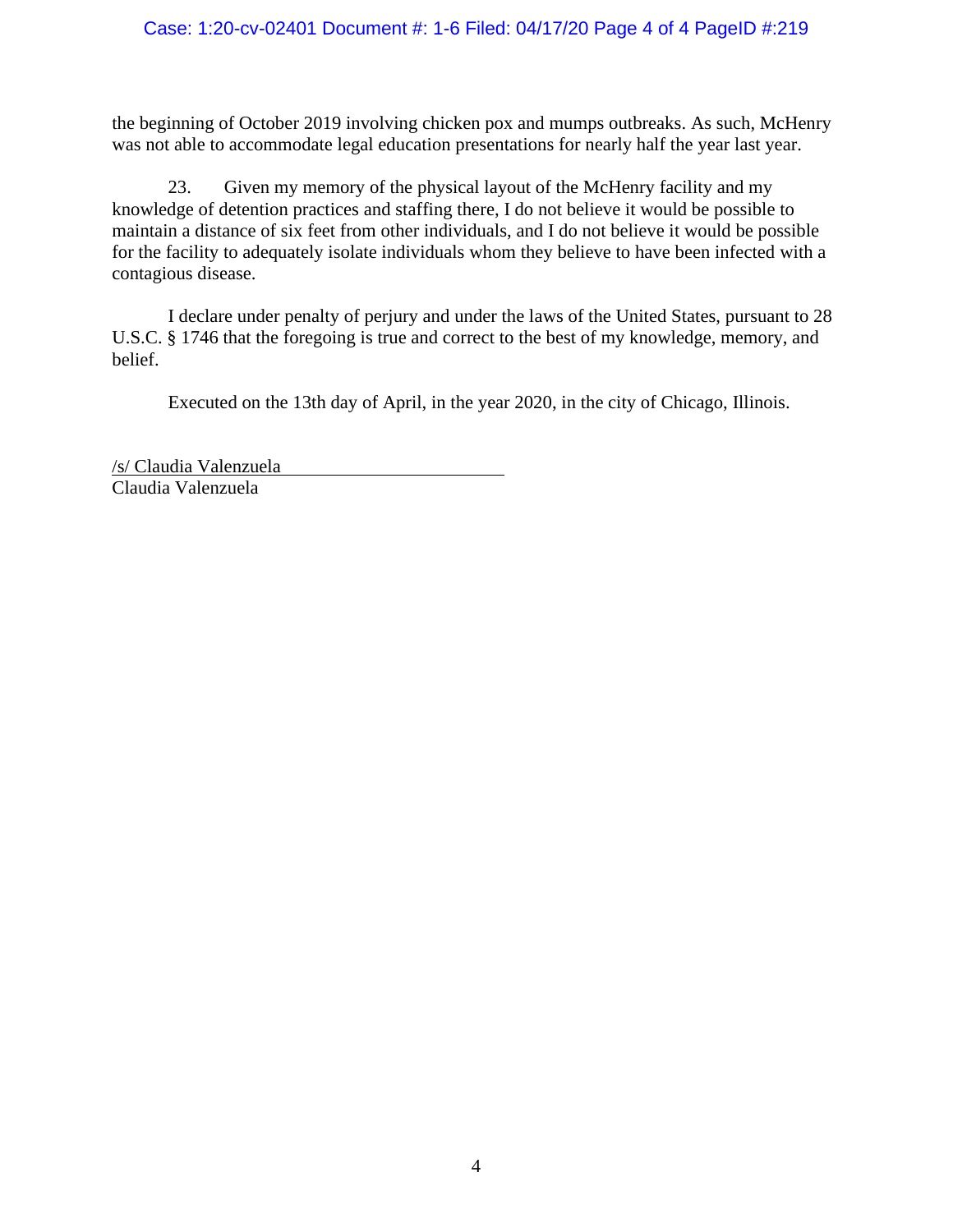the beginning of October 2019 involving chicken pox and mumps outbreaks. As such, McHenry was not able to accommodate legal education presentations for nearly half the year last year.

23. Given my memory of the physical layout of the McHenry facility and my knowledge of detention practices and staffing there, I do not believe it would be possible to maintain a distance of six feet from other individuals, and I do not believe it would be possible for the facility to adequately isolate individuals whom they believe to have been infected with a contagious disease.

I declare under penalty of perjury and under the laws of the United States, pursuant to 28 U.S.C. § 1746 that the foregoing is true and correct to the best of my knowledge, memory, and belief.

Executed on the 13th day of April, in the year 2020, in the city of Chicago, Illinois.

/s/ Claudia Valenzuela
Claudia Valenzuela